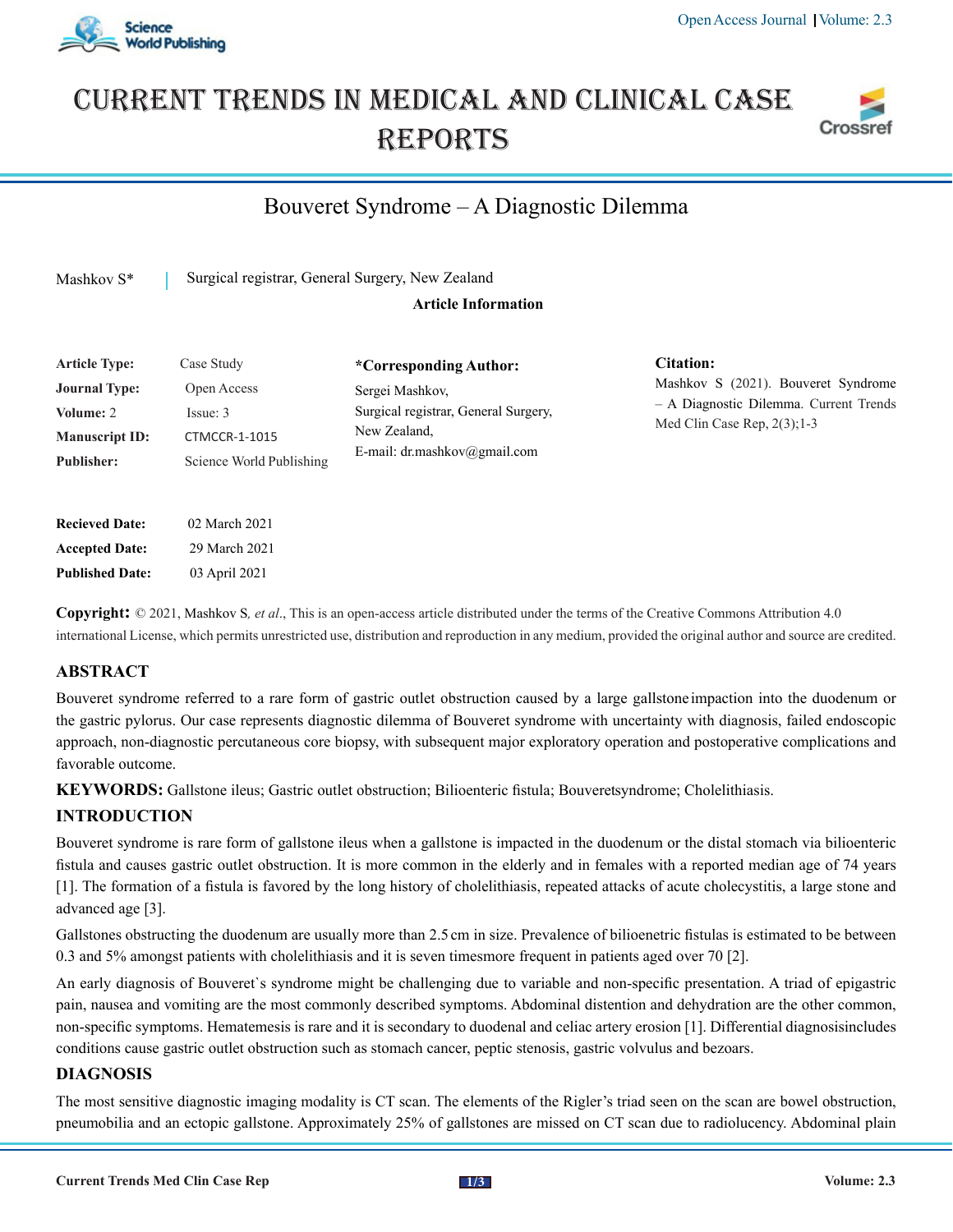# Current Trends in Medical and Clinical Case Reports

## Bouveret Syndrome – A Diagnostic Dilemma

Mashkov S* | Surgical registrar, General Surgery, New Zealand

**Article Information**

| | |
|---|---|
| **Article Type:** | Case Study |
| **Journal Type:** | Open Access |
| **Volume:** 2 | Issue: 3 |
| **Manuscript ID:** | CTMCCR-1-1015 |
| **Publisher:** | Science World Publishing |

**\*Corresponding Author:**

Sergei Mashkov,
Surgical registrar, General Surgery,
New Zealand,
E-mail: dr.mashkov@gmail.com

**Citation:**

Mashkov S (2021). Bouveret Syndrome – A Diagnostic Dilemma. Current Trends Med Clin Case Rep, 2(3);1-3

| | |
|---|---|
| **Recieved Date:** | 02 March 2021 |
| **Accepted Date:** | 29 March 2021 |
| **Published Date:** | 03 April 2021 |

**Copyright:** © 2021, Mashkov S*, et al*., This is an open-access article distributed under the terms of the Creative Commons Attribution 4.0 international License, which permits unrestricted use, distribution and reproduction in any medium, provided the original author and source are credited.

## ABSTRACT

Bouveret syndrome referred to a rare form of gastric outlet obstruction caused by a large gallstone impaction into the duodenum or the gastric pylorus. Our case represents diagnostic dilemma of Bouveret syndrome with uncertainty with diagnosis, failed endoscopic approach, non-diagnostic percutaneous core biopsy, with subsequent major exploratory operation and postoperative complications and favorable outcome.

**KEYWORDS:** Gallstone ileus; Gastric outlet obstruction; Bilioenteric fistula; Bouveretsyndrome; Cholelithiasis.

## INTRODUCTION

Bouveret syndrome is rare form of gallstone ileus when a gallstone is impacted in the duodenum or the distal stomach via bilioenteric fistula and causes gastric outlet obstruction. It is more common in the elderly and in females with a reported median age of 74 years [1]. The formation of a fistula is favored by the long history of cholelithiasis, repeated attacks of acute cholecystitis, a large stone and advanced age [3].

Gallstones obstructing the duodenum are usually more than 2.5 cm in size. Prevalence of bilioenetric fistulas is estimated to be between 0.3 and 5% amongst patients with cholelithiasis and it is seven timesmore frequent in patients aged over 70 [2].

An early diagnosis of Bouveret`s syndrome might be challenging due to variable and non-specific presentation. A triad of epigastric pain, nausea and vomiting are the most commonly described symptoms. Abdominal distention and dehydration are the other common, non-specific symptoms. Hematemesis is rare and it is secondary to duodenal and celiac artery erosion [1]. Differential diagnosisincludes conditions cause gastric outlet obstruction such as stomach cancer, peptic stenosis, gastric volvulus and bezoars.

## DIAGNOSIS

The most sensitive diagnostic imaging modality is CT scan. The elements of the Rigler's triad seen on the scan are bowel obstruction, pneumobilia and an ectopic gallstone. Approximately 25% of gallstones are missed on CT scan due to radiolucency. Abdominal plain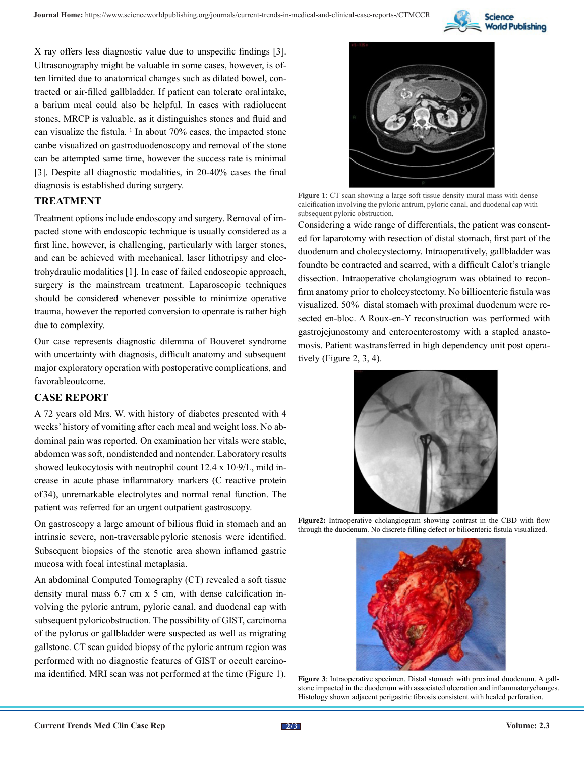X ray offers less diagnostic value due to unspecific findings [3]. Ultrasonography might be valuable in some cases, however, is often limited due to anatomical changes such as dilated bowel, contracted or air-filled gallbladder. If patient can tolerate oral intake, a barium meal could also be helpful. In cases with radiolucent stones, MRCP is valuable, as it distinguishes stones and fluid and can visualize the fistula. [1] In about 70% cases, the impacted stone canbe visualized on gastroduodenoscopy and removal of the stone can be attempted same time, however the success rate is minimal [3]. Despite all diagnostic modalities, in 20-40% cases the final diagnosis is established during surgery.

## TREATMENT

Treatment options include endoscopy and surgery. Removal of impacted stone with endoscopic technique is usually considered as a first line, however, is challenging, particularly with larger stones, and can be achieved with mechanical, laser lithotripsy and electrohydraulic modalities [1]. In case of failed endoscopic approach, surgery is the mainstream treatment. Laparoscopic techniques should be considered whenever possible to minimize operative trauma, however the reported conversion to openrate is rather high due to complexity.

Our case represents diagnostic dilemma of Bouveret syndrome with uncertainty with diagnosis, difficult anatomy and subsequent major exploratory operation with postoperative complications, and favorableoutcome.

## CASE REPORT

A 72 years old Mrs. W. with history of diabetes presented with 4 weeks' history of vomiting after each meal and weight loss. No abdominal pain was reported. On examination her vitals were stable, abdomen was soft, nondistended and nontender. Laboratory results showed leukocytosis with neutrophil count 12.4 x 10·9/L, mild increase in acute phase inflammatory markers (C reactive protein of34), unremarkable electrolytes and normal renal function. The patient was referred for an urgent outpatient gastroscopy.

On gastroscopy a large amount of bilious fluid in stomach and an intrinsic severe, non-traversable pyloric stenosis were identified. Subsequent biopsies of the stenotic area shown inflamed gastric mucosa with focal intestinal metaplasia.

An abdominal Computed Tomography (CT) revealed a soft tissue density mural mass 6.7 cm x 5 cm, with dense calcification involving the pyloric antrum, pyloric canal, and duodenal cap with subsequent pyloricobstruction. The possibility of GIST, carcinoma of the pylorus or gallbladder were suspected as well as migrating gallstone. CT scan guided biopsy of the pyloric antrum region was performed with no diagnostic features of GIST or occult carcinoma identified. MRI scan was not performed at the time (Figure 1).

**Figure 1**: CT scan showing a large soft tissue density mural mass with dense calcification involving the pyloric antrum, pyloric canal, and duodenal cap with subsequent pyloric obstruction.

Considering a wide range of differentials, the patient was consented for laparotomy with resection of distal stomach, first part of the duodenum and cholecystectomy. Intraoperatively, gallbladder was foundto be contracted and scarred, with a difficult Calot's triangle dissection. Intraoperative cholangiogram was obtained to reconfirm anatomy prior to cholecystectomy. No billioenteric fistula was visualized. 50% distal stomach with proximal duodenum were resected en-bloc. A Roux-en-Y reconstruction was performed with gastrojejunostomy and enteroenterostomy with a stapled anastomosis. Patient wastransferred in high dependency unit post operatively (Figure 2, 3, 4).

**Figure2:** Intraoperative cholangiogram showing contrast in the CBD with flow through the duodenum. No discrete filling defect or bilioenteric fistula visualized.

**Figure 3**: Intraoperative specimen. Distal stomach with proximal duodenum. A gallstone impacted in the duodenum with associated ulceration and inflammatorychanges. Histology shown adjacent perigastric fibrosis consistent with healed perforation.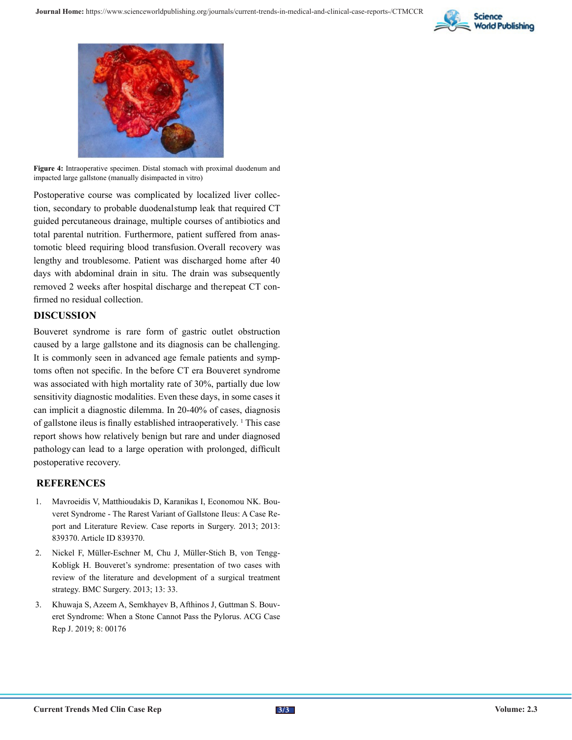Figure 4: Intraoperative specimen. Distal stomach with proximal duodenum and impacted large gallstone (manually disimpacted in vitro)

Postoperative course was complicated by localized liver collection, secondary to probable duodenalstump leak that required CT guided percutaneous drainage, multiple courses of antibiotics and total parental nutrition. Furthermore, patient suffered from anastomotic bleed requiring blood transfusion. Overall recovery was lengthy and troublesome. Patient was discharged home after 40 days with abdominal drain in situ. The drain was subsequently removed 2 weeks after hospital discharge and therepeat CT confirmed no residual collection.

## DISCUSSION

Bouveret syndrome is rare form of gastric outlet obstruction caused by a large gallstone and its diagnosis can be challenging. It is commonly seen in advanced age female patients and symptoms often not specific. In the before CT era Bouveret syndrome was associated with high mortality rate of 30%, partially due low sensitivity diagnostic modalities. Even these days, in some cases it can implicit a diagnostic dilemma. In 20-40% of cases, diagnosis of gallstone ileus is finally established intraoperatively. [1] This case report shows how relatively benign but rare and under diagnosed pathology can lead to a large operation with prolonged, difficult postoperative recovery.

## REFERENCES

1. Mavroeidis V, Matthioudakis D, Karanikas I, Economou NK. Bouveret Syndrome - The Rarest Variant of Gallstone Ileus: A Case Report and Literature Review. Case reports in Surgery. 2013; 2013: 839370. Article ID 839370.
2. Nickel F, Müller-Eschner M, Chu J, Müller-Stich B, von Tengg-Kobligk H. Bouveret's syndrome: presentation of two cases with review of the literature and development of a surgical treatment strategy. BMC Surgery. 2013; 13: 33.
3. Khuwaja S, Azeem A, Semkhayev B, Afthinos J, Guttman S. Bouveret Syndrome: When a Stone Cannot Pass the Pylorus. ACG Case Rep J. 2019; 8: 00176